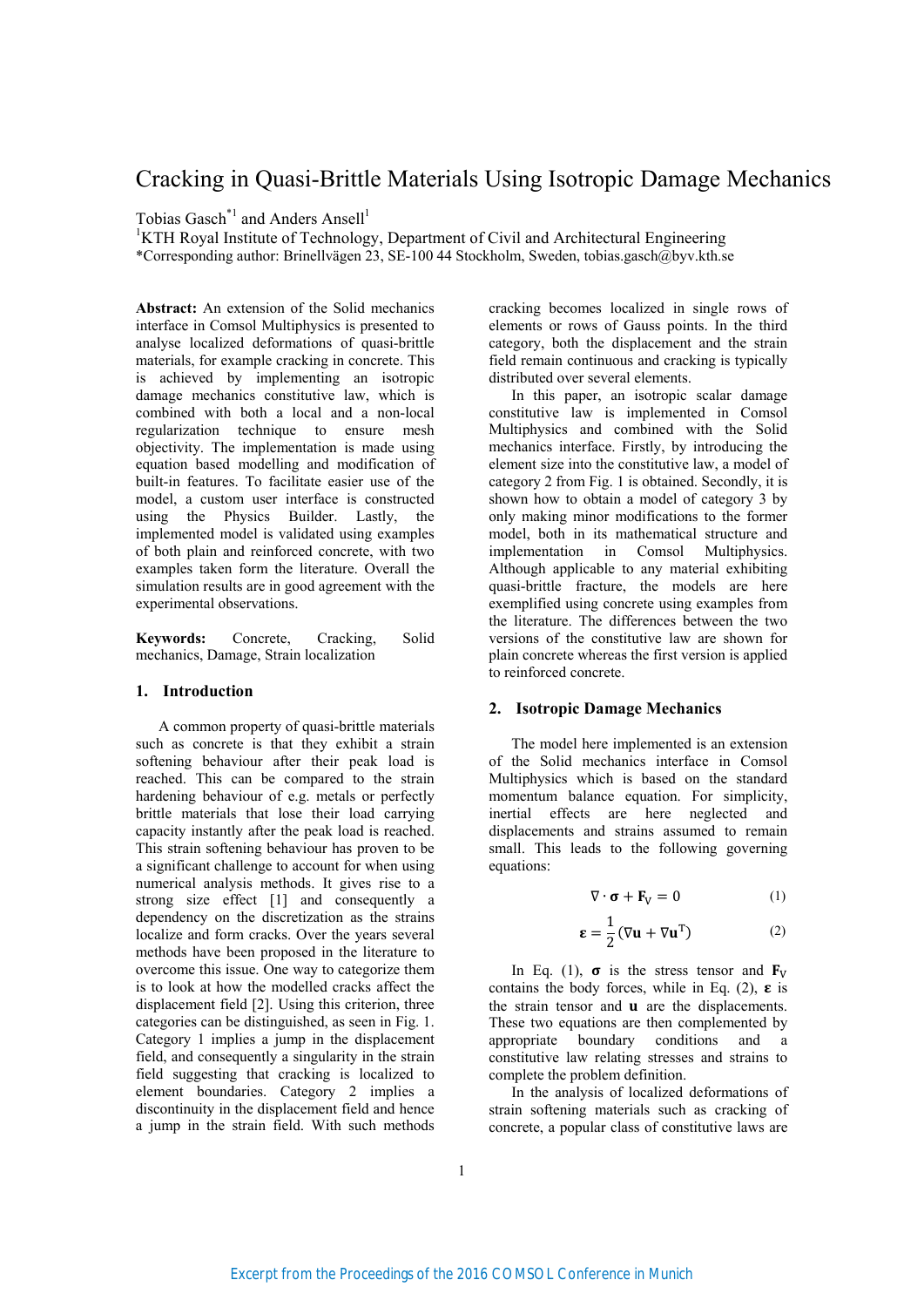# Cracking in Quasi-Brittle Materials Using Isotropic Damage Mechanics

Tobias Gasch*[1] and Anders Ansell[1]

[1]KTH Royal Institute of Technology, Department of Civil and Architectural Engineering
*Corresponding author: Brinellvägen 23, SE-100 44 Stockholm, Sweden, tobias.gasch@byv.kth.se

**Abstract:** An extension of the Solid mechanics interface in Comsol Multiphysics is presented to analyse localized deformations of quasi-brittle materials, for example cracking in concrete. This is achieved by implementing an isotropic damage mechanics constitutive law, which is combined with both a local and a non-local regularization technique to ensure mesh objectivity. The implementation is made using equation based modelling and modification of built-in features. To facilitate easier use of the model, a custom user interface is constructed using the Physics Builder. Lastly, the implemented model is validated using examples of both plain and reinforced concrete, with two examples taken form the literature. Overall the simulation results are in good agreement with the experimental observations.

**Keywords:** Concrete, Cracking, Solid mechanics, Damage, Strain localization

## 1. Introduction

A common property of quasi-brittle materials such as concrete is that they exhibit a strain softening behaviour after their peak load is reached. This can be compared to the strain hardening behaviour of e.g. metals or perfectly brittle materials that lose their load carrying capacity instantly after the peak load is reached. This strain softening behaviour has proven to be a significant challenge to account for when using numerical analysis methods. It gives rise to a strong size effect [1] and consequently a dependency on the discretization as the strains localize and form cracks. Over the years several methods have been proposed in the literature to overcome this issue. One way to categorize them is to look at how the modelled cracks affect the displacement field [2]. Using this criterion, three categories can be distinguished, as seen in Fig. 1. Category 1 implies a jump in the displacement field, and consequently a singularity in the strain field suggesting that cracking is localized to element boundaries. Category 2 implies a discontinuity in the displacement field and hence a jump in the strain field. With such methods cracking becomes localized in single rows of elements or rows of Gauss points. In the third category, both the displacement and the strain field remain continuous and cracking is typically distributed over several elements.

In this paper, an isotropic scalar damage constitutive law is implemented in Comsol Multiphysics and combined with the Solid mechanics interface. Firstly, by introducing the element size into the constitutive law, a model of category 2 from Fig. 1 is obtained. Secondly, it is shown how to obtain a model of category 3 by only making minor modifications to the former model, both in its mathematical structure and implementation in Comsol Multiphysics. Although applicable to any material exhibiting quasi-brittle fracture, the models are here exemplified using concrete using examples from the literature. The differences between the two versions of the constitutive law are shown for plain concrete whereas the first version is applied to reinforced concrete.

## 2. Isotropic Damage Mechanics

The model here implemented is an extension of the Solid mechanics interface in Comsol Multiphysics which is based on the standard momentum balance equation. For simplicity, inertial effects are here neglected and displacements and strains assumed to remain small. This leads to the following governing equations:

$$\nabla \cdot \boldsymbol{\sigma} + \mathbf{F}_{\mathrm{V}} = 0 \tag{1}$$

$$\boldsymbol{\varepsilon} = \frac{1}{2}(\nabla \mathbf{u} + \nabla \mathbf{u}^{\mathrm{T}}) \tag{2}$$

In Eq. (1), $\boldsymbol{\sigma}$ is the stress tensor and $\mathbf{F}_{\mathrm{V}}$ contains the body forces, while in Eq. (2), $\boldsymbol{\varepsilon}$ is the strain tensor and $\mathbf{u}$ are the displacements. These two equations are then complemented by appropriate boundary conditions and a constitutive law relating stresses and strains to complete the problem definition.

In the analysis of localized deformations of strain softening materials such as cracking of concrete, a popular class of constitutive laws are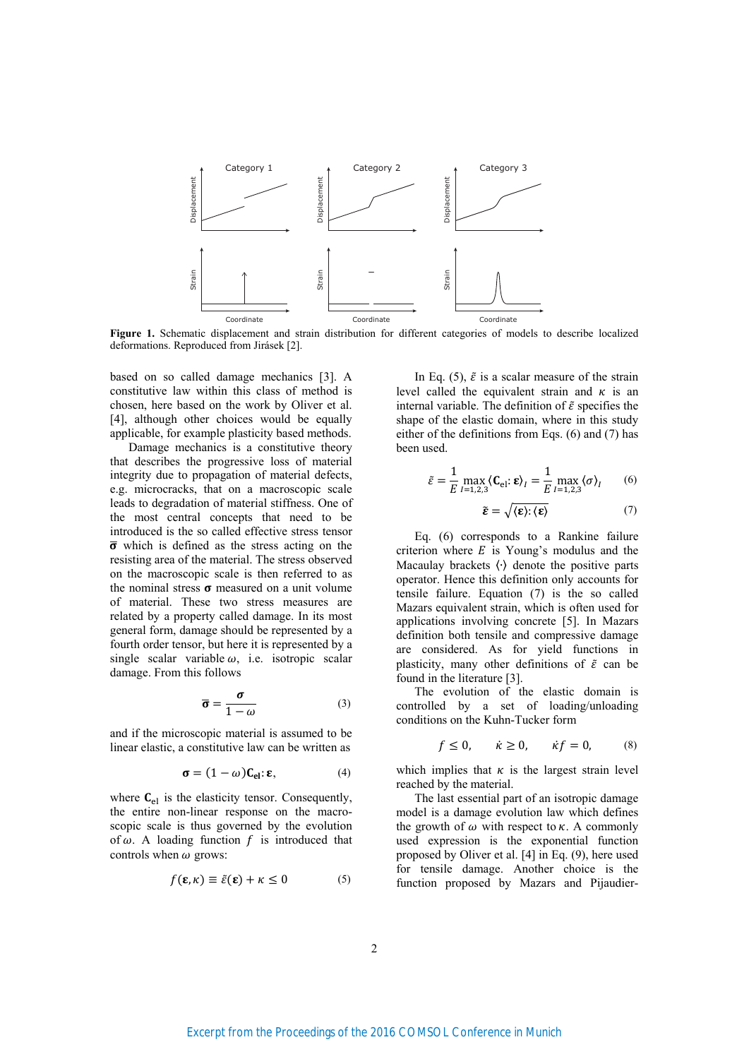**Figure 1.** Schematic displacement and strain distribution for different categories of models to describe localized deformations. Reproduced from Jirásek [2].

based on so called damage mechanics [3]. A constitutive law within this class of method is chosen, here based on the work by Oliver et al. [4], although other choices would be equally applicable, for example plasticity based methods.

Damage mechanics is a constitutive theory that describes the progressive loss of material integrity due to propagation of material defects, e.g. microcracks, that on a macroscopic scale leads to degradation of material stiffness. One of the most central concepts that need to be introduced is the so called effective stress tensor $\bar{\boldsymbol{\sigma}}$ which is defined as the stress acting on the resisting area of the material. The stress observed on the macroscopic scale is then referred to as the nominal stress $\boldsymbol{\sigma}$ measured on a unit volume of material. These two stress measures are related by a property called damage. In its most general form, damage should be represented by a fourth order tensor, but here it is represented by a single scalar variable $\omega$, i.e. isotropic scalar damage. From this follows

$$\bar{\boldsymbol{\sigma}} = \frac{\boldsymbol{\sigma}}{1-\omega} \tag{3}$$

and if the microscopic material is assumed to be linear elastic, a constitutive law can be written as

$$\boldsymbol{\sigma} = (1-\omega)\mathbf{C}_{\mathrm{el}}\colon \boldsymbol{\varepsilon}, \tag{4}$$

where $\mathbf{C}_{\mathrm{el}}$ is the elasticity tensor. Consequently, the entire non-linear response on the macroscopic scale is thus governed by the evolution of $\omega$. A loading function $f$ is introduced that controls when $\omega$ grows:

$$f(\boldsymbol{\varepsilon},\kappa) \equiv \tilde{\varepsilon}(\boldsymbol{\varepsilon}) + \kappa \leq 0 \tag{5}$$

In Eq. (5), $\tilde{\varepsilon}$ is a scalar measure of the strain level called the equivalent strain and $\kappa$ is an internal variable. The definition of $\tilde{\varepsilon}$ specifies the shape of the elastic domain, where in this study either of the definitions from Eqs. (6) and (7) has been used.

$$\tilde{\varepsilon} = \frac{1}{E}\max_{I=1,2,3}\langle \mathbf{C}_{\mathrm{el}}\colon \boldsymbol{\varepsilon}\rangle_I = \frac{1}{E}\max_{I=1,2,3}\langle \sigma\rangle_I \tag{6}$$

$$\tilde{\boldsymbol{\varepsilon}} = \sqrt{\langle \boldsymbol{\varepsilon}\rangle \colon \langle \boldsymbol{\varepsilon}\rangle} \tag{7}$$

Eq. (6) corresponds to a Rankine failure criterion where $E$ is Young's modulus and the Macaulay brackets $\langle\cdot\rangle$ denote the positive parts operator. Hence this definition only accounts for tensile failure. Equation (7) is the so called Mazars equivalent strain, which is often used for applications involving concrete [5]. In Mazars definition both tensile and compressive damage are considered. As for yield functions in plasticity, many other definitions of $\tilde{\varepsilon}$ can be found in the literature [3].

The evolution of the elastic domain is controlled by a set of loading/unloading conditions on the Kuhn-Tucker form

$$f \leq 0, \qquad \dot{\kappa} \geq 0, \qquad \dot{\kappa} f = 0, \tag{8}$$

which implies that $\kappa$ is the largest strain level reached by the material.

The last essential part of an isotropic damage model is a damage evolution law which defines the growth of $\omega$ with respect to $\kappa$. A commonly used expression is the exponential function proposed by Oliver et al. [4] in Eq. (9), here used for tensile damage. Another choice is the function proposed by Mazars and Pijaudier-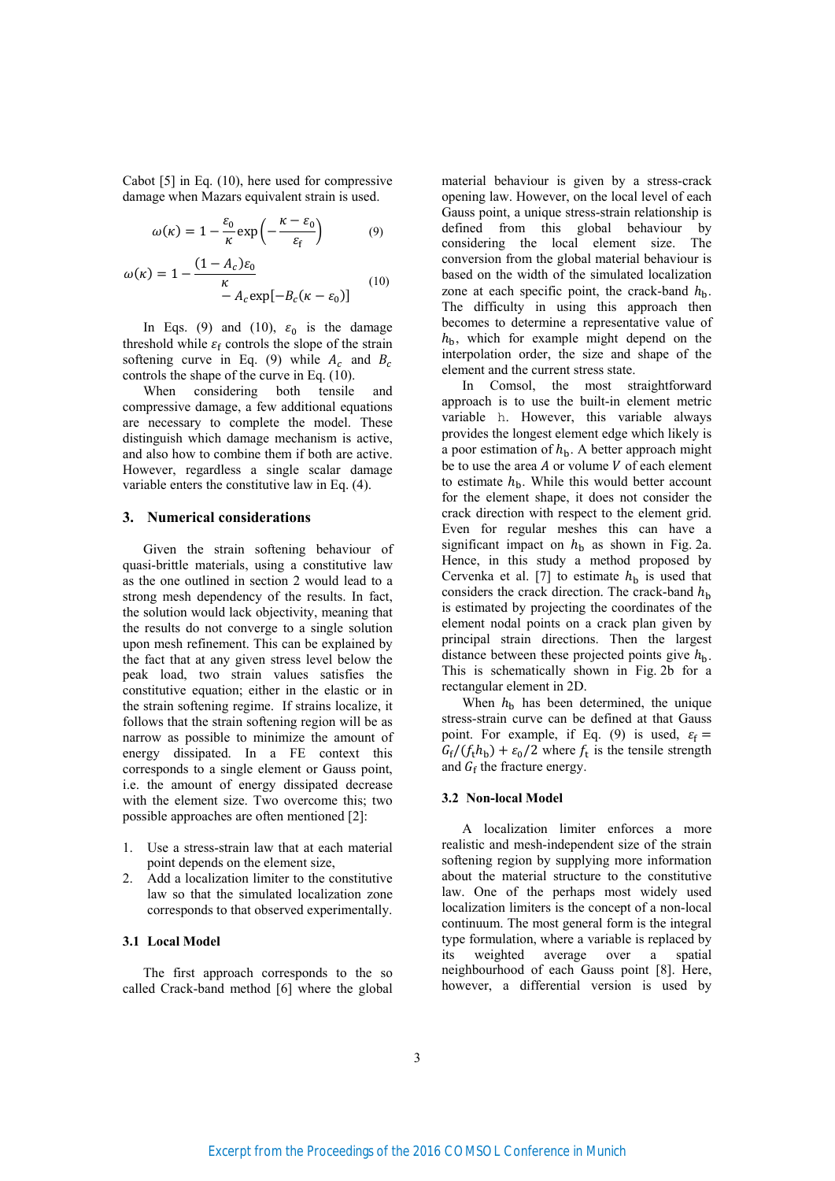Cabot [5] in Eq. (10), here used for compressive damage when Mazars equivalent strain is used.

$$\omega(\kappa) = 1 - \frac{\varepsilon_0}{\kappa}\exp\left(-\frac{\kappa - \varepsilon_0}{\varepsilon_\mathrm{f}}\right) \tag{9}$$

$$\omega(\kappa) = 1 - \frac{(1 - A_c)\varepsilon_0}{\kappa} - A_c \exp[-B_c(\kappa - \varepsilon_0)] \tag{10}$$

In Eqs. (9) and (10), $\varepsilon_0$ is the damage threshold while $\varepsilon_\mathrm{f}$ controls the slope of the strain softening curve in Eq. (9) while $A_c$ and $B_c$ controls the shape of the curve in Eq. (10).

When considering both tensile and compressive damage, a few additional equations are necessary to complete the model. These distinguish which damage mechanism is active, and also how to combine them if both are active. However, regardless a single scalar damage variable enters the constitutive law in Eq. (4).

## 3. Numerical considerations

Given the strain softening behaviour of quasi-brittle materials, using a constitutive law as the one outlined in section 2 would lead to a strong mesh dependency of the results. In fact, the solution would lack objectivity, meaning that the results do not converge to a single solution upon mesh refinement. This can be explained by the fact that at any given stress level below the peak load, two strain values satisfies the constitutive equation; either in the elastic or in the strain softening regime. If strains localize, it follows that the strain softening region will be as narrow as possible to minimize the amount of energy dissipated. In a FE context this corresponds to a single element or Gauss point, i.e. the amount of energy dissipated decrease with the element size. Two overcome this; two possible approaches are often mentioned [2]:

1. Use a stress-strain law that at each material point depends on the element size,
2. Add a localization limiter to the constitutive law so that the simulated localization zone corresponds to that observed experimentally.

### 3.1 Local Model

The first approach corresponds to the so called Crack-band method [6] where the global material behaviour is given by a stress-crack opening law. However, on the local level of each Gauss point, a unique stress-strain relationship is defined from this global behaviour by considering the local element size. The conversion from the global material behaviour is based on the width of the simulated localization zone at each specific point, the crack-band $h_\mathrm{b}$. The difficulty in using this approach then becomes to determine a representative value of $h_\mathrm{b}$, which for example might depend on the interpolation order, the size and shape of the element and the current stress state.

In Comsol, the most straightforward approach is to use the built-in element metric variable `h`. However, this variable always provides the longest element edge which likely is a poor estimation of $h_\mathrm{b}$. A better approach might be to use the area $A$ or volume $V$ of each element to estimate $h_\mathrm{b}$. While this would better account for the element shape, it does not consider the crack direction with respect to the element grid. Even for regular meshes this can have a significant impact on $h_\mathrm{b}$ as shown in Fig. 2a. Hence, in this study a method proposed by Cervenka et al. [7] to estimate $h_\mathrm{b}$ is used that considers the crack direction. The crack-band $h_\mathrm{b}$ is estimated by projecting the coordinates of the element nodal points on a crack plan given by principal strain directions. Then the largest distance between these projected points give $h_\mathrm{b}$. This is schematically shown in Fig. 2b for a rectangular element in 2D.

When $h_\mathrm{b}$ has been determined, the unique stress-strain curve can be defined at that Gauss point. For example, if Eq. (9) is used, $\varepsilon_\mathrm{f} = G_\mathrm{f}/(f_\mathrm{t} h_\mathrm{b}) + \varepsilon_0/2$ where $f_\mathrm{t}$ is the tensile strength and $G_\mathrm{f}$ the fracture energy.

### 3.2 Non-local Model

A localization limiter enforces a more realistic and mesh-independent size of the strain softening region by supplying more information about the material structure to the constitutive law. One of the perhaps most widely used localization limiters is the concept of a non-local continuum. The most general form is the integral type formulation, where a variable is replaced by its weighted average over a spatial neighbourhood of each Gauss point [8]. Here, however, a differential version is used by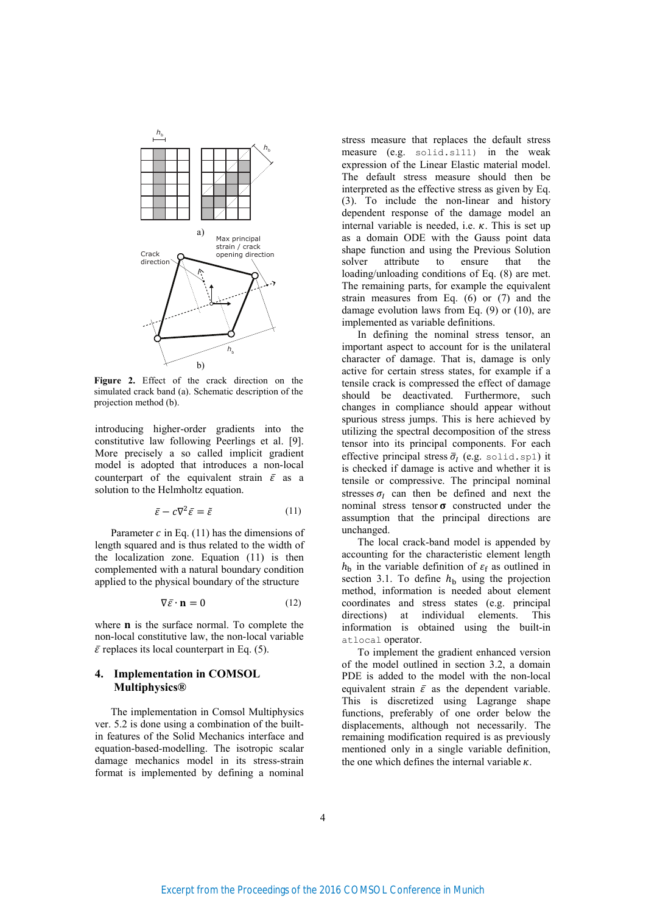**Figure 2.** Effect of the crack direction on the simulated crack band (a). Schematic description of the projection method (b).

introducing higher-order gradients into the constitutive law following Peerlings et al. [9]. More precisely a so called implicit gradient model is adopted that introduces a non-local counterpart of the equivalent strain $\bar{\varepsilon}$ as a solution to the Helmholtz equation.

$$\bar{\varepsilon} - c\nabla^2\bar{\varepsilon} = \tilde{\varepsilon} \tag{11}$$

Parameter $c$ in Eq. (11) has the dimensions of length squared and is thus related to the width of the localization zone. Equation (11) is then complemented with a natural boundary condition applied to the physical boundary of the structure

$$\nabla\bar{\varepsilon}\cdot\mathbf{n} = 0 \tag{12}$$

where $\mathbf{n}$ is the surface normal. To complete the non-local constitutive law, the non-local variable $\bar{\varepsilon}$ replaces its local counterpart in Eq. (5).

## 4. Implementation in COMSOL Multiphysics®

The implementation in Comsol Multiphysics ver. 5.2 is done using a combination of the built-in features of the Solid Mechanics interface and equation-based-modelling. The isotropic scalar damage mechanics model in its stress-strain format is implemented by defining a nominal stress measure that replaces the default stress measure (e.g. `solid.sl11`) in the weak expression of the Linear Elastic material model. The default stress measure should then be interpreted as the effective stress as given by Eq. (3). To include the non-linear and history dependent response of the damage model an internal variable is needed, i.e. $\kappa$. This is set up as a domain ODE with the Gauss point data shape function and using the Previous Solution solver attribute to ensure that the loading/unloading conditions of Eq. (8) are met. The remaining parts, for example the equivalent strain measures from Eq. (6) or (7) and the damage evolution laws from Eq. (9) or (10), are implemented as variable definitions.

In defining the nominal stress tensor, an important aspect to account for is the unilateral character of damage. That is, damage is only active for certain stress states, for example if a tensile crack is compressed the effect of damage should be deactivated. Furthermore, such changes in compliance should appear without spurious stress jumps. This is here achieved by utilizing the spectral decomposition of the stress tensor into its principal components. For each effective principal stress $\bar{\sigma}_I$ (e.g. `solid.sp1`) it is checked if damage is active and whether it is tensile or compressive. The principal nominal stresses $\sigma_I$ can then be defined and next the nominal stress tensor $\boldsymbol{\sigma}$ constructed under the assumption that the principal directions are unchanged.

The local crack-band model is appended by accounting for the characteristic element length $h_\mathrm{b}$ in the variable definition of $\varepsilon_\mathrm{f}$ as outlined in section 3.1. To define $h_\mathrm{b}$ using the projection method, information is needed about element coordinates and stress states (e.g. principal directions) at individual elements. This information is obtained using the built-in `atlocal` operator.

To implement the gradient enhanced version of the model outlined in section 3.2, a domain PDE is added to the model with the non-local equivalent strain $\bar{\varepsilon}$ as the dependent variable. This is discretized using Lagrange shape functions, preferably of one order below the displacements, although not necessarily. The remaining modification required is as previously mentioned only in a single variable definition, the one which defines the internal variable $\kappa$.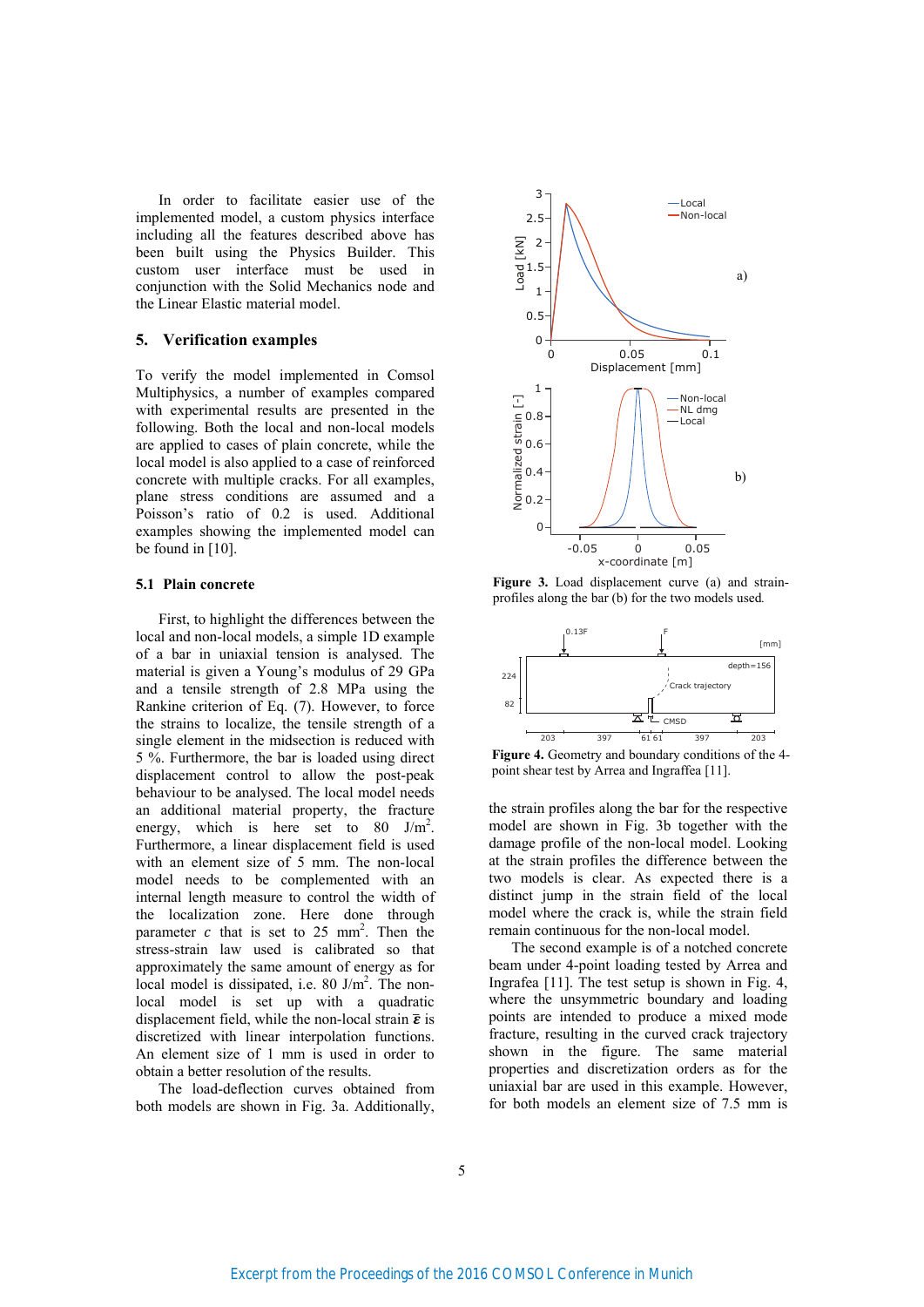In order to facilitate easier use of the implemented model, a custom physics interface including all the features described above has been built using the Physics Builder. This custom user interface must be used in conjunction with the Solid Mechanics node and the Linear Elastic material model.

## 5. Verification examples

To verify the model implemented in Comsol Multiphysics, a number of examples compared with experimental results are presented in the following. Both the local and non-local models are applied to cases of plain concrete, while the local model is also applied to a case of reinforced concrete with multiple cracks. For all examples, plane stress conditions are assumed and a Poisson's ratio of 0.2 is used. Additional examples showing the implemented model can be found in [10].

### 5.1 Plain concrete

First, to highlight the differences between the local and non-local models, a simple 1D example of a bar in uniaxial tension is analysed. The material is given a Young's modulus of 29 GPa and a tensile strength of 2.8 MPa using the Rankine criterion of Eq. (7). However, to force the strains to localize, the tensile strength of a single element in the midsection is reduced with 5 %. Furthermore, the bar is loaded using direct displacement control to allow the post-peak behaviour to be analysed. The local model needs an additional material property, the fracture energy, which is here set to 80 J/m$^2$. Furthermore, a linear displacement field is used with an element size of 5 mm. The non-local model needs to be complemented with an internal length measure to control the width of the localization zone. Here done through parameter $c$ that is set to 25 mm$^2$. Then the stress-strain law used is calibrated so that approximately the same amount of energy as for local model is dissipated, i.e. 80 J/m$^2$. The non-local model is set up with a quadratic displacement field, while the non-local strain $\bar{\varepsilon}$ is discretized with linear interpolation functions. An element size of 1 mm is used in order to obtain a better resolution of the results.

The load-deflection curves obtained from both models are shown in Fig. 3a. Additionally, the strain profiles along the bar for the respective model are shown in Fig. 3b together with the damage profile of the non-local model. Looking at the strain profiles the difference between the two models is clear. As expected there is a distinct jump in the strain field of the local model where the crack is, while the strain field remain continuous for the non-local model.

**Figure 3.** Load displacement curve (a) and strain-profiles along the bar (b) for the two models used.

**Figure 4.** Geometry and boundary conditions of the 4-point shear test by Arrea and Ingraffea [11].

The second example is of a notched concrete beam under 4-point loading tested by Arrea and Ingrafea [11]. The test setup is shown in Fig. 4, where the unsymmetric boundary and loading points are intended to produce a mixed mode fracture, resulting in the curved crack trajectory shown in the figure. The same material properties and discretization orders as for the uniaxial bar are used in this example. However, for both models an element size of 7.5 mm is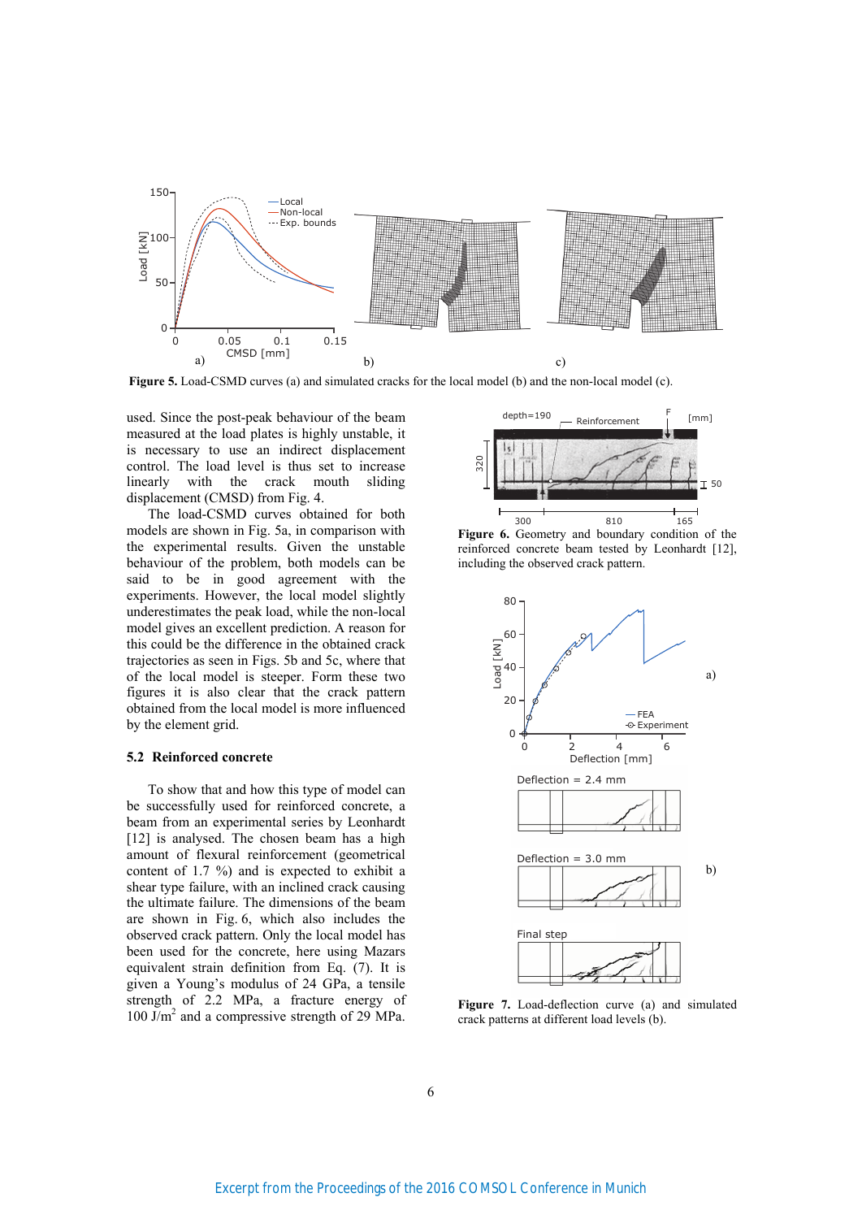Figure 5. Load-CSMD curves (a) and simulated cracks for the local model (b) and the non-local model (c).

used. Since the post-peak behaviour of the beam measured at the load plates is highly unstable, it is necessary to use an indirect displacement control. The load level is thus set to increase linearly with the crack mouth sliding displacement (CMSD) from Fig. 4.

The load-CSMD curves obtained for both models are shown in Fig. 5a, in comparison with the experimental results. Given the unstable behaviour of the problem, both models can be said to be in good agreement with the experiments. However, the local model slightly underestimates the peak load, while the non-local model gives an excellent prediction. A reason for this could be the difference in the obtained crack trajectories as seen in Figs. 5b and 5c, where that of the local model is steeper. Form these two figures it is also clear that the crack pattern obtained from the local model is more influenced by the element grid.

## 5.2 Reinforced concrete

To show that and how this type of model can be successfully used for reinforced concrete, a beam from an experimental series by Leonhardt [12] is analysed. The chosen beam has a high amount of flexural reinforcement (geometrical content of 1.7 %) and is expected to exhibit a shear type failure, with an inclined crack causing the ultimate failure. The dimensions of the beam are shown in Fig. 6, which also includes the observed crack pattern. Only the local model has been used for the concrete, here using Mazars equivalent strain definition from Eq. (7). It is given a Young's modulus of 24 GPa, a tensile strength of 2.2 MPa, a fracture energy of 100 J/m$^2$ and a compressive strength of 29 MPa.

Figure 6. Geometry and boundary condition of the reinforced concrete beam tested by Leonhardt [12], including the observed crack pattern.

Figure 7. Load-deflection curve (a) and simulated crack patterns at different load levels (b).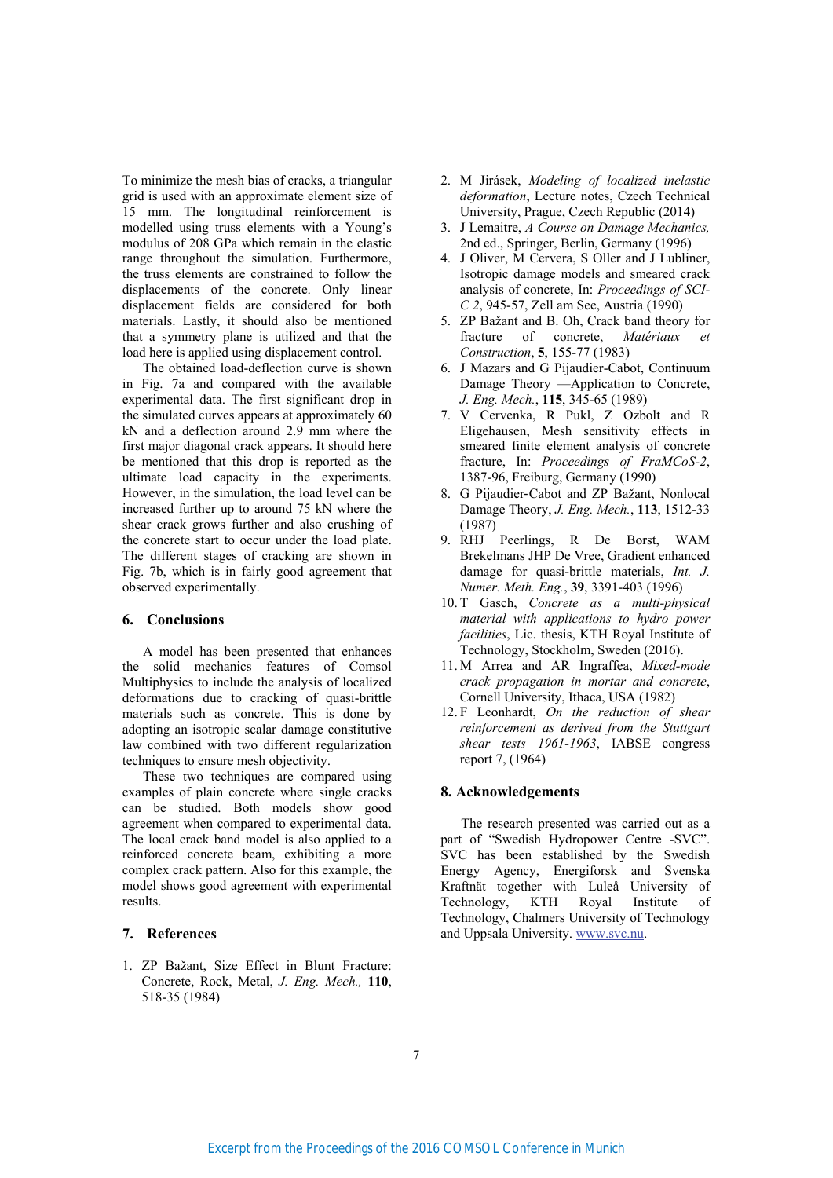To minimize the mesh bias of cracks, a triangular grid is used with an approximate element size of 15 mm. The longitudinal reinforcement is modelled using truss elements with a Young's modulus of 208 GPa which remain in the elastic range throughout the simulation. Furthermore, the truss elements are constrained to follow the displacements of the concrete. Only linear displacement fields are considered for both materials. Lastly, it should also be mentioned that a symmetry plane is utilized and that the load here is applied using displacement control.

The obtained load-deflection curve is shown in Fig. 7a and compared with the available experimental data. The first significant drop in the simulated curves appears at approximately 60 kN and a deflection around 2.9 mm where the first major diagonal crack appears. It should here be mentioned that this drop is reported as the ultimate load capacity in the experiments. However, in the simulation, the load level can be increased further up to around 75 kN where the shear crack grows further and also crushing of the concrete start to occur under the load plate. The different stages of cracking are shown in Fig. 7b, which is in fairly good agreement that observed experimentally.

## 6. Conclusions

A model has been presented that enhances the solid mechanics features of Comsol Multiphysics to include the analysis of localized deformations due to cracking of quasi-brittle materials such as concrete. This is done by adopting an isotropic scalar damage constitutive law combined with two different regularization techniques to ensure mesh objectivity.

These two techniques are compared using examples of plain concrete where single cracks can be studied. Both models show good agreement when compared to experimental data. The local crack band model is also applied to a reinforced concrete beam, exhibiting a more complex crack pattern. Also for this example, the model shows good agreement with experimental results.

## 7. References

1. ZP Bažant, Size Effect in Blunt Fracture: Concrete, Rock, Metal, *J. Eng. Mech.,* **110**, 518-35 (1984)
2. M Jirásek, *Modeling of localized inelastic deformation*, Lecture notes, Czech Technical University, Prague, Czech Republic (2014)
3. J Lemaitre, *A Course on Damage Mechanics,* 2nd ed., Springer, Berlin, Germany (1996)
4. J Oliver, M Cervera, S Oller and J Lubliner, Isotropic damage models and smeared crack analysis of concrete, In: *Proceedings of SCI-C 2*, 945-57, Zell am See, Austria (1990)
5. ZP Bažant and B. Oh, Crack band theory for fracture of concrete, *Matériaux et Construction*, **5**, 155-77 (1983)
6. J Mazars and G Pijaudier-Cabot, Continuum Damage Theory —Application to Concrete, *J. Eng. Mech.*, **115**, 345-65 (1989)
7. V Cervenka, R Pukl, Z Ozbolt and R Eligehausen, Mesh sensitivity effects in smeared finite element analysis of concrete fracture, In: *Proceedings of FraMCoS-2*, 1387-96, Freiburg, Germany (1990)
8. G Pijaudier-Cabot and ZP Bažant, Nonlocal Damage Theory, *J. Eng. Mech.*, **113**, 1512-33 (1987)
9. RHJ Peerlings, R De Borst, WAM Brekelmans JHP De Vree, Gradient enhanced damage for quasi-brittle materials, *Int. J. Numer. Meth. Eng.*, **39**, 3391-403 (1996)
10. T Gasch, *Concrete as a multi-physical material with applications to hydro power facilities*, Lic. thesis, KTH Royal Institute of Technology, Stockholm, Sweden (2016).
11. M Arrea and AR Ingraffea, *Mixed-mode crack propagation in mortar and concrete*, Cornell University, Ithaca, USA (1982)
12. F Leonhardt, *On the reduction of shear reinforcement as derived from the Stuttgart shear tests 1961-1963*, IABSE congress report 7, (1964)

## 8. Acknowledgements

The research presented was carried out as a part of "Swedish Hydropower Centre -SVC". SVC has been established by the Swedish Energy Agency, Energiforsk and Svenska Kraftnät together with Luleå University of Technology, KTH Royal Institute of Technology, Chalmers University of Technology and Uppsala University. www.svc.nu.